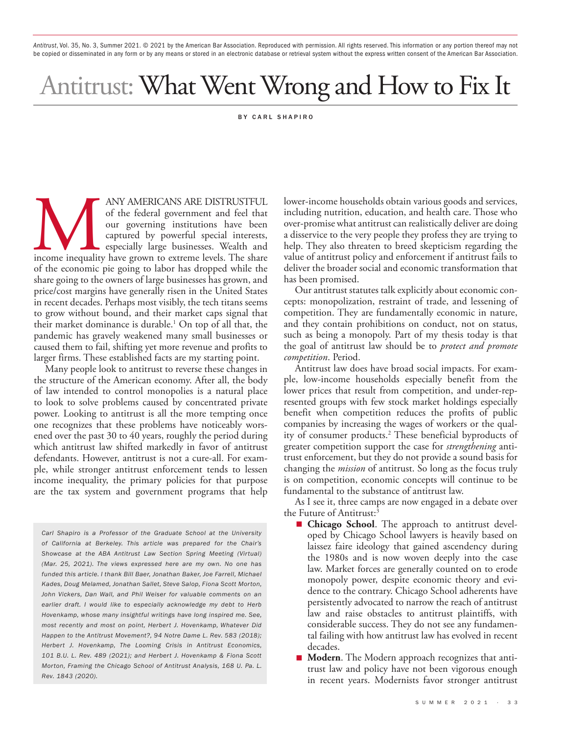*Antitrust*, Vol. 35, No. 3, Summer 2021. © 2021 by the American Bar Association. Reproduced with permission. All rights reserved. This information or any portion thereof may not be copied or disseminated in any form or by any means or stored in an electronic database or retrieval system without the express written consent of the American Bar Association.

# Antitrust: What Went Wrong and How to Fix It

BY CARL SHAPIRO

MANY AMERICANS ARE DISTRUSTFUL of the federal government and feel that our governing institutions have been captured by powerful special interests, especially large businesses. Wealth and income inequality have grown to extreme levels. The share of the economic pie going to labor has dropped while the share going to the owners of large businesses has grown, and price/cost margins have generally risen in the United States in recent decades. Perhaps most visibly, the tech titans seems to grow without bound, and their market caps signal that their market dominance is durable.[1] On top of all that, the pandemic has gravely weakened many small businesses or caused them to fail, shifting yet more revenue and profits to larger firms. These established facts are my starting point.

Many people look to antitrust to reverse these changes in the structure of the American economy. After all, the body of law intended to control monopolies is a natural place to look to solve problems caused by concentrated private power. Looking to antitrust is all the more tempting once one recognizes that these problems have noticeably worsened over the past 30 to 40 years, roughly the period during which antitrust law shifted markedly in favor of antitrust defendants. However, antitrust is not a cure-all. For example, while stronger antitrust enforcement tends to lessen income inequality, the primary policies for that purpose are the tax system and government programs that help lower-income households obtain various goods and services, including nutrition, education, and health care. Those who over-promise what antitrust can realistically deliver are doing a disservice to the very people they profess they are trying to help. They also threaten to breed skepticism regarding the value of antitrust policy and enforcement if antitrust fails to deliver the broader social and economic transformation that has been promised.

Our antitrust statutes talk explicitly about economic concepts: monopolization, restraint of trade, and lessening of competition. They are fundamentally economic in nature, and they contain prohibitions on conduct, not on status, such as being a monopoly. Part of my thesis today is that the goal of antitrust law should be to *protect and promote competition*. Period.

Antitrust law does have broad social impacts. For example, low-income households especially benefit from the lower prices that result from competition, and under-represented groups with few stock market holdings especially benefit when competition reduces the profits of public companies by increasing the wages of workers or the quality of consumer products.[2] These beneficial byproducts of greater competition support the case for *strengthening* antitrust enforcement, but they do not provide a sound basis for changing the *mission* of antitrust. So long as the focus truly is on competition, economic concepts will continue to be fundamental to the substance of antitrust law.

As I see it, three camps are now engaged in a debate over the Future of Antitrust:[3]

- **Chicago School**. The approach to antitrust developed by Chicago School lawyers is heavily based on laissez faire ideology that gained ascendency during the 1980s and is now woven deeply into the case law. Market forces are generally counted on to erode monopoly power, despite economic theory and evidence to the contrary. Chicago School adherents have persistently advocated to narrow the reach of antitrust law and raise obstacles to antitrust plaintiffs, with considerable success. They do not see any fundamental failing with how antitrust law has evolved in recent decades.
- **Modern**. The Modern approach recognizes that antitrust law and policy have not been vigorous enough in recent years. Modernists favor stronger antitrust

*Carl Shapiro is a Professor of the Graduate School at the University of California at Berkeley. This article was prepared for the Chair's Showcase at the ABA Antitrust Law Section Spring Meeting (Virtual) (Mar. 25, 2021). The views expressed here are my own. No one has funded this article. I thank Bill Baer, Jonathan Baker, Joe Farrell, Michael Kades, Doug Melamed, Jonathan Sallet, Steve Salop, Fiona Scott Morton, John Vickers, Dan Wall, and Phil Weiser for valuable comments on an earlier draft. I would like to especially acknowledge my debt to Herb Hovenkamp, whose many insightful writings have long inspired me. See, most recently and most on point, Herbert J. Hovenkamp, Whatever Did Happen to the Antitrust Movement?, 94 Notre Dame L. Rev. 583 (2018); Herbert J. Hovenkamp, The Looming Crisis in Antitrust Economics, 101 B.U. L. Rev. 489 (2021); and Herbert J. Hovenkamp & Fiona Scott Morton, Framing the Chicago School of Antitrust Analysis, 168 U. Pa. L. Rev. 1843 (2020).*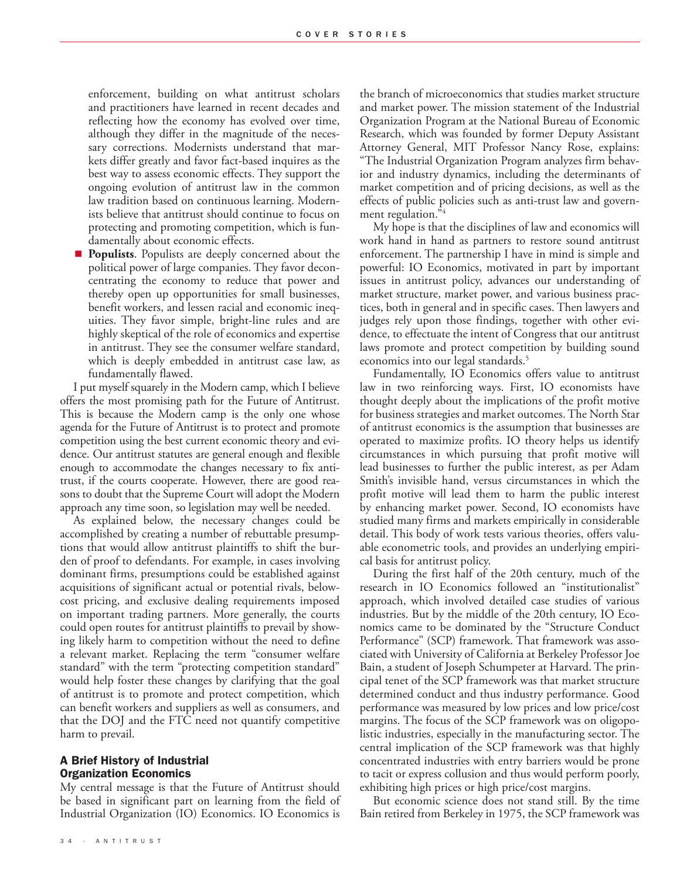enforcement, building on what antitrust scholars and practitioners have learned in recent decades and reflecting how the economy has evolved over time, although they differ in the magnitude of the necessary corrections. Modernists understand that markets differ greatly and favor fact-based inquires as the best way to assess economic effects. They support the ongoing evolution of antitrust law in the common law tradition based on continuous learning. Modernists believe that antitrust should continue to focus on protecting and promoting competition, which is fundamentally about economic effects.

- **Populists**. Populists are deeply concerned about the political power of large companies. They favor deconcentrating the economy to reduce that power and thereby open up opportunities for small businesses, benefit workers, and lessen racial and economic inequities. They favor simple, bright-line rules and are highly skeptical of the role of economics and expertise in antitrust. They see the consumer welfare standard, which is deeply embedded in antitrust case law, as fundamentally flawed.

I put myself squarely in the Modern camp, which I believe offers the most promising path for the Future of Antitrust. This is because the Modern camp is the only one whose agenda for the Future of Antitrust is to protect and promote competition using the best current economic theory and evidence. Our antitrust statutes are general enough and flexible enough to accommodate the changes necessary to fix antitrust, if the courts cooperate. However, there are good reasons to doubt that the Supreme Court will adopt the Modern approach any time soon, so legislation may well be needed.

As explained below, the necessary changes could be accomplished by creating a number of rebuttable presumptions that would allow antitrust plaintiffs to shift the burden of proof to defendants. For example, in cases involving dominant firms, presumptions could be established against acquisitions of significant actual or potential rivals, below-cost pricing, and exclusive dealing requirements imposed on important trading partners. More generally, the courts could open routes for antitrust plaintiffs to prevail by showing likely harm to competition without the need to define a relevant market. Replacing the term "consumer welfare standard" with the term "protecting competition standard" would help foster these changes by clarifying that the goal of antitrust is to promote and protect competition, which can benefit workers and suppliers as well as consumers, and that the DOJ and the FTC need not quantify competitive harm to prevail.

## A Brief History of Industrial Organization Economics

My central message is that the Future of Antitrust should be based in significant part on learning from the field of Industrial Organization (IO) Economics. IO Economics is the branch of microeconomics that studies market structure and market power. The mission statement of the Industrial Organization Program at the National Bureau of Economic Research, which was founded by former Deputy Assistant Attorney General, MIT Professor Nancy Rose, explains: "The Industrial Organization Program analyzes firm behavior and industry dynamics, including the determinants of market competition and of pricing decisions, as well as the effects of public policies such as anti-trust law and government regulation."[4]

My hope is that the disciplines of law and economics will work hand in hand as partners to restore sound antitrust enforcement. The partnership I have in mind is simple and powerful: IO Economics, motivated in part by important issues in antitrust policy, advances our understanding of market structure, market power, and various business practices, both in general and in specific cases. Then lawyers and judges rely upon those findings, together with other evidence, to effectuate the intent of Congress that our antitrust laws promote and protect competition by building sound economics into our legal standards.[5]

Fundamentally, IO Economics offers value to antitrust law in two reinforcing ways. First, IO economists have thought deeply about the implications of the profit motive for business strategies and market outcomes. The North Star of antitrust economics is the assumption that businesses are operated to maximize profits. IO theory helps us identify circumstances in which pursuing that profit motive will lead businesses to further the public interest, as per Adam Smith's invisible hand, versus circumstances in which the profit motive will lead them to harm the public interest by enhancing market power. Second, IO economists have studied many firms and markets empirically in considerable detail. This body of work tests various theories, offers valuable econometric tools, and provides an underlying empirical basis for antitrust policy.

During the first half of the 20th century, much of the research in IO Economics followed an "institutionalist" approach, which involved detailed case studies of various industries. But by the middle of the 20th century, IO Economics came to be dominated by the "Structure Conduct Performance" (SCP) framework. That framework was associated with University of California at Berkeley Professor Joe Bain, a student of Joseph Schumpeter at Harvard. The principal tenet of the SCP framework was that market structure determined conduct and thus industry performance. Good performance was measured by low prices and low price/cost margins. The focus of the SCP framework was on oligopolistic industries, especially in the manufacturing sector. The central implication of the SCP framework was that highly concentrated industries with entry barriers would be prone to tacit or express collusion and thus would perform poorly, exhibiting high prices or high price/cost margins.

But economic science does not stand still. By the time Bain retired from Berkeley in 1975, the SCP framework was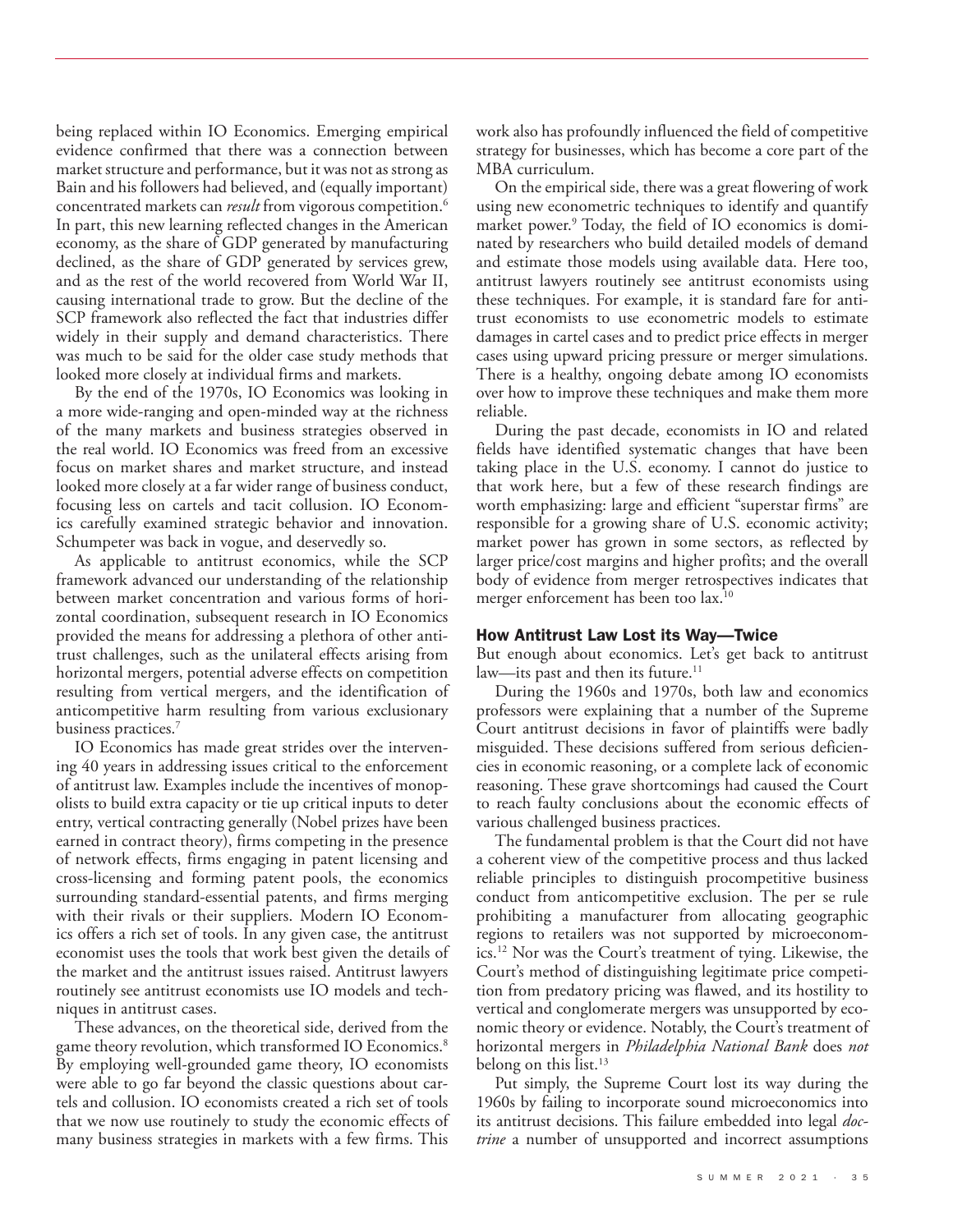being replaced within IO Economics. Emerging empirical evidence confirmed that there was a connection between market structure and performance, but it was not as strong as Bain and his followers had believed, and (equally important) concentrated markets can *result* from vigorous competition.[6] In part, this new learning reflected changes in the American economy, as the share of GDP generated by manufacturing declined, as the share of GDP generated by services grew, and as the rest of the world recovered from World War II, causing international trade to grow. But the decline of the SCP framework also reflected the fact that industries differ widely in their supply and demand characteristics. There was much to be said for the older case study methods that looked more closely at individual firms and markets.

By the end of the 1970s, IO Economics was looking in a more wide-ranging and open-minded way at the richness of the many markets and business strategies observed in the real world. IO Economics was freed from an excessive focus on market shares and market structure, and instead looked more closely at a far wider range of business conduct, focusing less on cartels and tacit collusion. IO Economics carefully examined strategic behavior and innovation. Schumpeter was back in vogue, and deservedly so.

As applicable to antitrust economics, while the SCP framework advanced our understanding of the relationship between market concentration and various forms of horizontal coordination, subsequent research in IO Economics provided the means for addressing a plethora of other antitrust challenges, such as the unilateral effects arising from horizontal mergers, potential adverse effects on competition resulting from vertical mergers, and the identification of anticompetitive harm resulting from various exclusionary business practices.[7]

IO Economics has made great strides over the intervening 40 years in addressing issues critical to the enforcement of antitrust law. Examples include the incentives of monopolists to build extra capacity or tie up critical inputs to deter entry, vertical contracting generally (Nobel prizes have been earned in contract theory), firms competing in the presence of network effects, firms engaging in patent licensing and cross-licensing and forming patent pools, the economics surrounding standard-essential patents, and firms merging with their rivals or their suppliers. Modern IO Economics offers a rich set of tools. In any given case, the antitrust economist uses the tools that work best given the details of the market and the antitrust issues raised. Antitrust lawyers routinely see antitrust economists use IO models and techniques in antitrust cases.

These advances, on the theoretical side, derived from the game theory revolution, which transformed IO Economics.[8] By employing well-grounded game theory, IO economists were able to go far beyond the classic questions about cartels and collusion. IO economists created a rich set of tools that we now use routinely to study the economic effects of many business strategies in markets with a few firms. This work also has profoundly influenced the field of competitive strategy for businesses, which has become a core part of the MBA curriculum.

On the empirical side, there was a great flowering of work using new econometric techniques to identify and quantify market power.[9] Today, the field of IO economics is dominated by researchers who build detailed models of demand and estimate those models using available data. Here too, antitrust lawyers routinely see antitrust economists using these techniques. For example, it is standard fare for antitrust economists to use econometric models to estimate damages in cartel cases and to predict price effects in merger cases using upward pricing pressure or merger simulations. There is a healthy, ongoing debate among IO economists over how to improve these techniques and make them more reliable.

During the past decade, economists in IO and related fields have identified systematic changes that have been taking place in the U.S. economy. I cannot do justice to that work here, but a few of these research findings are worth emphasizing: large and efficient "superstar firms" are responsible for a growing share of U.S. economic activity; market power has grown in some sectors, as reflected by larger price/cost margins and higher profits; and the overall body of evidence from merger retrospectives indicates that merger enforcement has been too lax.[10]

## How Antitrust Law Lost its Way—Twice

But enough about economics. Let's get back to antitrust law—its past and then its future.[11]

During the 1960s and 1970s, both law and economics professors were explaining that a number of the Supreme Court antitrust decisions in favor of plaintiffs were badly misguided. These decisions suffered from serious deficiencies in economic reasoning, or a complete lack of economic reasoning. These grave shortcomings had caused the Court to reach faulty conclusions about the economic effects of various challenged business practices.

The fundamental problem is that the Court did not have a coherent view of the competitive process and thus lacked reliable principles to distinguish procompetitive business conduct from anticompetitive exclusion. The per se rule prohibiting a manufacturer from allocating geographic regions to retailers was not supported by microeconomics.[12] Nor was the Court's treatment of tying. Likewise, the Court's method of distinguishing legitimate price competition from predatory pricing was flawed, and its hostility to vertical and conglomerate mergers was unsupported by economic theory or evidence. Notably, the Court's treatment of horizontal mergers in *Philadelphia National Bank* does *not* belong on this list.[13]

Put simply, the Supreme Court lost its way during the 1960s by failing to incorporate sound microeconomics into its antitrust decisions. This failure embedded into legal *doctrine* a number of unsupported and incorrect assumptions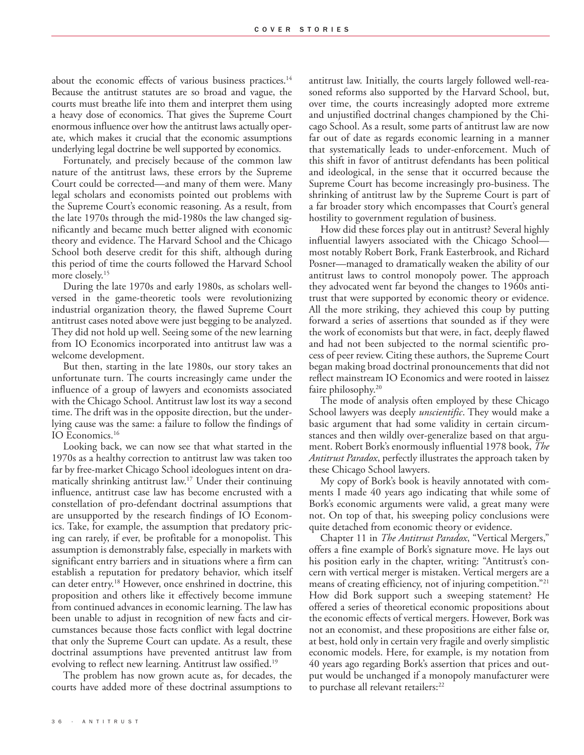about the economic effects of various business practices.[14] Because the antitrust statutes are so broad and vague, the courts must breathe life into them and interpret them using a heavy dose of economics. That gives the Supreme Court enormous influence over how the antitrust laws actually operate, which makes it crucial that the economic assumptions underlying legal doctrine be well supported by economics.

Fortunately, and precisely because of the common law nature of the antitrust laws, these errors by the Supreme Court could be corrected—and many of them were. Many legal scholars and economists pointed out problems with the Supreme Court's economic reasoning. As a result, from the late 1970s through the mid-1980s the law changed significantly and became much better aligned with economic theory and evidence. The Harvard School and the Chicago School both deserve credit for this shift, although during this period of time the courts followed the Harvard School more closely.[15]

During the late 1970s and early 1980s, as scholars well-versed in the game-theoretic tools were revolutionizing industrial organization theory, the flawed Supreme Court antitrust cases noted above were just begging to be analyzed. They did not hold up well. Seeing some of the new learning from IO Economics incorporated into antitrust law was a welcome development.

But then, starting in the late 1980s, our story takes an unfortunate turn. The courts increasingly came under the influence of a group of lawyers and economists associated with the Chicago School. Antitrust law lost its way a second time. The drift was in the opposite direction, but the underlying cause was the same: a failure to follow the findings of IO Economics.[16]

Looking back, we can now see that what started in the 1970s as a healthy correction to antitrust law was taken too far by free-market Chicago School ideologues intent on dramatically shrinking antitrust law.[17] Under their continuing influence, antitrust case law has become encrusted with a constellation of pro-defendant doctrinal assumptions that are unsupported by the research findings of IO Economics. Take, for example, the assumption that predatory pricing can rarely, if ever, be profitable for a monopolist. This assumption is demonstrably false, especially in markets with significant entry barriers and in situations where a firm can establish a reputation for predatory behavior, which itself can deter entry.[18] However, once enshrined in doctrine, this proposition and others like it effectively become immune from continued advances in economic learning. The law has been unable to adjust in recognition of new facts and circumstances because those facts conflict with legal doctrine that only the Supreme Court can update. As a result, these doctrinal assumptions have prevented antitrust law from evolving to reflect new learning. Antitrust law ossified.[19]

The problem has now grown acute as, for decades, the courts have added more of these doctrinal assumptions to antitrust law. Initially, the courts largely followed well-reasoned reforms also supported by the Harvard School, but, over time, the courts increasingly adopted more extreme and unjustified doctrinal changes championed by the Chicago School. As a result, some parts of antitrust law are now far out of date as regards economic learning in a manner that systematically leads to under-enforcement. Much of this shift in favor of antitrust defendants has been political and ideological, in the sense that it occurred because the Supreme Court has become increasingly pro-business. The shrinking of antitrust law by the Supreme Court is part of a far broader story which encompasses that Court's general hostility to government regulation of business.

How did these forces play out in antitrust? Several highly influential lawyers associated with the Chicago School—most notably Robert Bork, Frank Easterbrook, and Richard Posner—managed to dramatically weaken the ability of our antitrust laws to control monopoly power. The approach they advocated went far beyond the changes to 1960s antitrust that were supported by economic theory or evidence. All the more striking, they achieved this coup by putting forward a series of assertions that sounded as if they were the work of economists but that were, in fact, deeply flawed and had not been subjected to the normal scientific process of peer review. Citing these authors, the Supreme Court began making broad doctrinal pronouncements that did not reflect mainstream IO Economics and were rooted in laissez faire philosophy.[20]

The mode of analysis often employed by these Chicago School lawyers was deeply *unscientific*. They would make a basic argument that had some validity in certain circumstances and then wildly over-generalize based on that argument. Robert Bork's enormously influential 1978 book, *The Antitrust Paradox*, perfectly illustrates the approach taken by these Chicago School lawyers.

My copy of Bork's book is heavily annotated with comments I made 40 years ago indicating that while some of Bork's economic arguments were valid, a great many were not. On top of that, his sweeping policy conclusions were quite detached from economic theory or evidence.

Chapter 11 in *The Antitrust Paradox*, "Vertical Mergers," offers a fine example of Bork's signature move. He lays out his position early in the chapter, writing: "Antitrust's concern with vertical merger is mistaken. Vertical mergers are a means of creating efficiency, not of injuring competition."[21] How did Bork support such a sweeping statement? He offered a series of theoretical economic propositions about the economic effects of vertical mergers. However, Bork was not an economist, and these propositions are either false or, at best, hold only in certain very fragile and overly simplistic economic models. Here, for example, is my notation from 40 years ago regarding Bork's assertion that prices and output would be unchanged if a monopoly manufacturer were to purchase all relevant retailers:[22]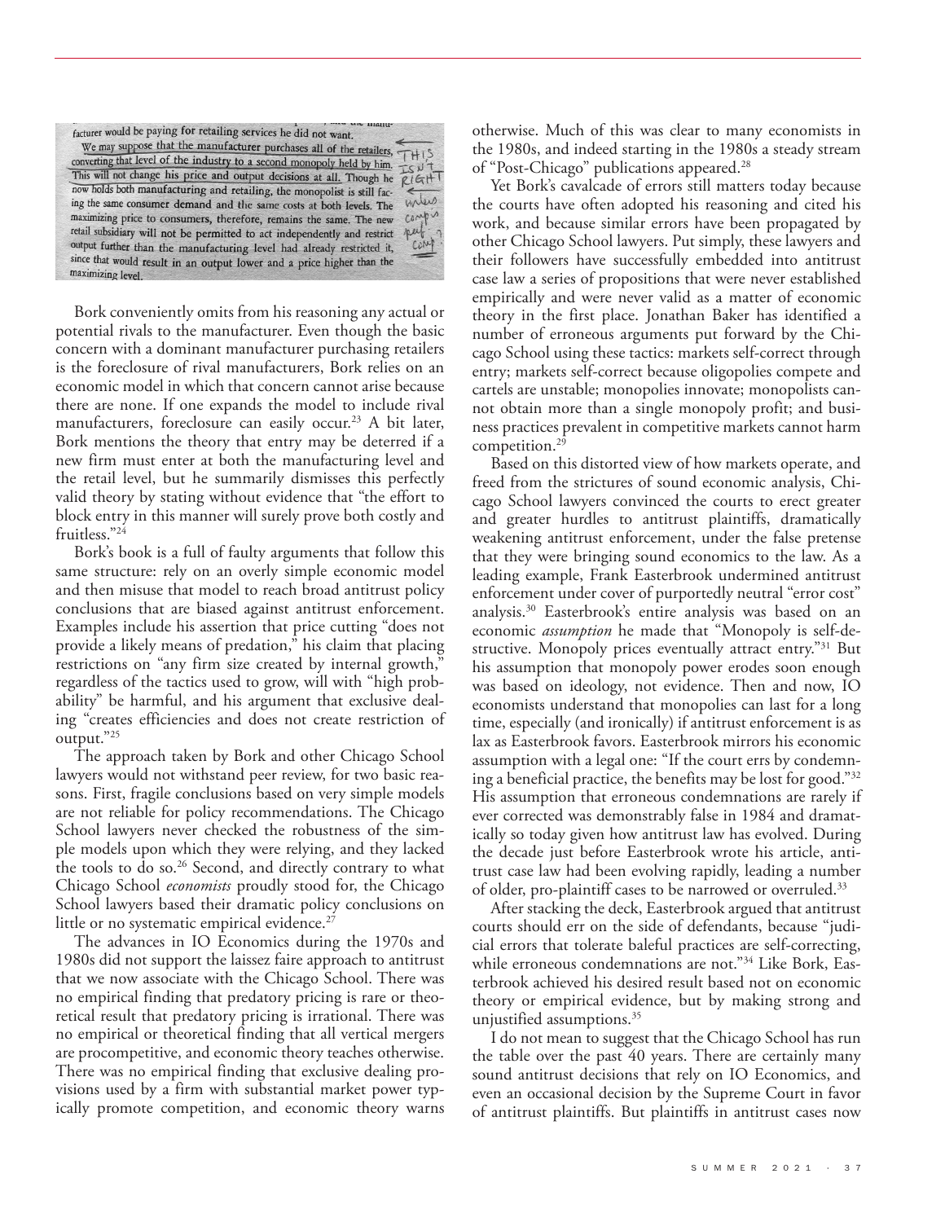facturer would be paying for retailing services he did not want.

We may suppose that the manufacturer purchases all of the retailers, converting that level of the industry to a second monopoly held by him. This will not change his price and output decisions at all. Though he now holds both manufacturing and retailing, the monopolist is still facing the same consumer demand and the same costs at both levels. The maximizing price to consumers, therefore, remains the same. The new retail subsidiary will not be permitted to act independently and restrict output further than the manufacturing level had already restricted it, since that would result in an output lower and a price higher than the maximizing level.

THIS ISN'T RIGHT unless comp is perf comp.

Bork conveniently omits from his reasoning any actual or potential rivals to the manufacturer. Even though the basic concern with a dominant manufacturer purchasing retailers is the foreclosure of rival manufacturers, Bork relies on an economic model in which that concern cannot arise because there are none. If one expands the model to include rival manufacturers, foreclosure can easily occur.[23] A bit later, Bork mentions the theory that entry may be deterred if a new firm must enter at both the manufacturing level and the retail level, but he summarily dismisses this perfectly valid theory by stating without evidence that "the effort to block entry in this manner will surely prove both costly and fruitless."[24]

Bork's book is a full of faulty arguments that follow this same structure: rely on an overly simple economic model and then misuse that model to reach broad antitrust policy conclusions that are biased against antitrust enforcement. Examples include his assertion that price cutting "does not provide a likely means of predation," his claim that placing restrictions on "any firm size created by internal growth," regardless of the tactics used to grow, will with "high probability" be harmful, and his argument that exclusive dealing "creates efficiencies and does not create restriction of output."[25]

The approach taken by Bork and other Chicago School lawyers would not withstand peer review, for two basic reasons. First, fragile conclusions based on very simple models are not reliable for policy recommendations. The Chicago School lawyers never checked the robustness of the simple models upon which they were relying, and they lacked the tools to do so.[26] Second, and directly contrary to what Chicago School *economists* proudly stood for, the Chicago School lawyers based their dramatic policy conclusions on little or no systematic empirical evidence.[27]

The advances in IO Economics during the 1970s and 1980s did not support the laissez faire approach to antitrust that we now associate with the Chicago School. There was no empirical finding that predatory pricing is rare or theoretical result that predatory pricing is irrational. There was no empirical or theoretical finding that all vertical mergers are procompetitive, and economic theory teaches otherwise. There was no empirical finding that exclusive dealing provisions used by a firm with substantial market power typically promote competition, and economic theory warns otherwise. Much of this was clear to many economists in the 1980s, and indeed starting in the 1980s a steady stream of "Post-Chicago" publications appeared.[28]

Yet Bork's cavalcade of errors still matters today because the courts have often adopted his reasoning and cited his work, and because similar errors have been propagated by other Chicago School lawyers. Put simply, these lawyers and their followers have successfully embedded into antitrust case law a series of propositions that were never established empirically and were never valid as a matter of economic theory in the first place. Jonathan Baker has identified a number of erroneous arguments put forward by the Chicago School using these tactics: markets self-correct through entry; markets self-correct because oligopolies compete and cartels are unstable; monopolies innovate; monopolists cannot obtain more than a single monopoly profit; and business practices prevalent in competitive markets cannot harm competition.[29]

Based on this distorted view of how markets operate, and freed from the strictures of sound economic analysis, Chicago School lawyers convinced the courts to erect greater and greater hurdles to antitrust plaintiffs, dramatically weakening antitrust enforcement, under the false pretense that they were bringing sound economics to the law. As a leading example, Frank Easterbrook undermined antitrust enforcement under cover of purportedly neutral "error cost" analysis.[30] Easterbrook's entire analysis was based on an economic *assumption* he made that "Monopoly is self-destructive. Monopoly prices eventually attract entry."[31] But his assumption that monopoly power erodes soon enough was based on ideology, not evidence. Then and now, IO economists understand that monopolies can last for a long time, especially (and ironically) if antitrust enforcement is as lax as Easterbrook favors. Easterbrook mirrors his economic assumption with a legal one: "If the court errs by condemning a beneficial practice, the benefits may be lost for good."[32] His assumption that erroneous condemnations are rarely if ever corrected was demonstrably false in 1984 and dramatically so today given how antitrust law has evolved. During the decade just before Easterbrook wrote his article, antitrust case law had been evolving rapidly, leading a number of older, pro-plaintiff cases to be narrowed or overruled.[33]

After stacking the deck, Easterbrook argued that antitrust courts should err on the side of defendants, because "judicial errors that tolerate baleful practices are self-correcting, while erroneous condemnations are not."[34] Like Bork, Easterbrook achieved his desired result based not on economic theory or empirical evidence, but by making strong and unjustified assumptions.[35]

I do not mean to suggest that the Chicago School has run the table over the past 40 years. There are certainly many sound antitrust decisions that rely on IO Economics, and even an occasional decision by the Supreme Court in favor of antitrust plaintiffs. But plaintiffs in antitrust cases now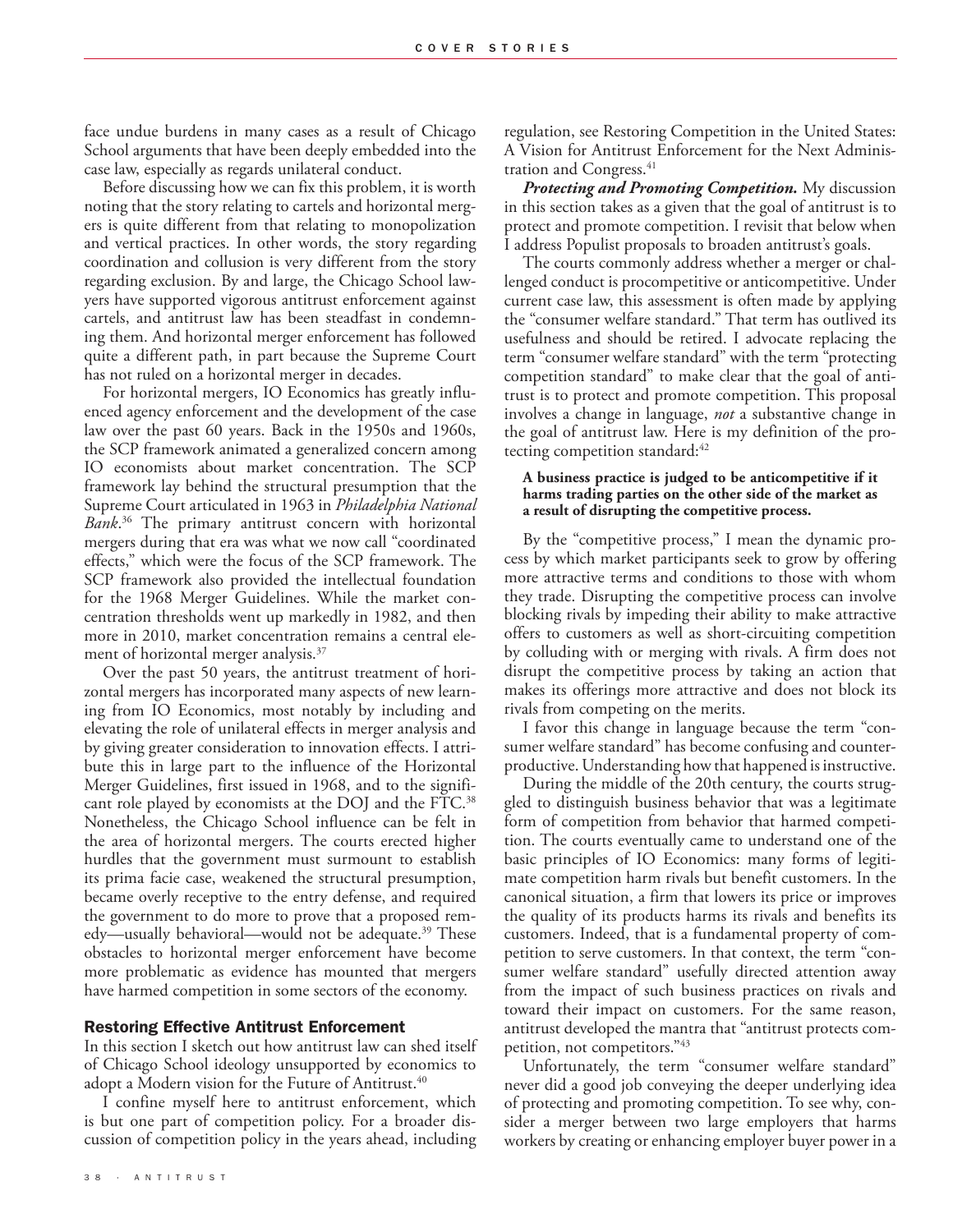face undue burdens in many cases as a result of Chicago School arguments that have been deeply embedded into the case law, especially as regards unilateral conduct.

Before discussing how we can fix this problem, it is worth noting that the story relating to cartels and horizontal mergers is quite different from that relating to monopolization and vertical practices. In other words, the story regarding coordination and collusion is very different from the story regarding exclusion. By and large, the Chicago School lawyers have supported vigorous antitrust enforcement against cartels, and antitrust law has been steadfast in condemning them. And horizontal merger enforcement has followed quite a different path, in part because the Supreme Court has not ruled on a horizontal merger in decades.

For horizontal mergers, IO Economics has greatly influenced agency enforcement and the development of the case law over the past 60 years. Back in the 1950s and 1960s, the SCP framework animated a generalized concern among IO economists about market concentration. The SCP framework lay behind the structural presumption that the Supreme Court articulated in 1963 in *Philadelphia National Bank*.[36] The primary antitrust concern with horizontal mergers during that era was what we now call "coordinated effects," which were the focus of the SCP framework. The SCP framework also provided the intellectual foundation for the 1968 Merger Guidelines. While the market concentration thresholds went up markedly in 1982, and then more in 2010, market concentration remains a central element of horizontal merger analysis.[37]

Over the past 50 years, the antitrust treatment of horizontal mergers has incorporated many aspects of new learning from IO Economics, most notably by including and elevating the role of unilateral effects in merger analysis and by giving greater consideration to innovation effects. I attribute this in large part to the influence of the Horizontal Merger Guidelines, first issued in 1968, and to the significant role played by economists at the DOJ and the FTC.[38] Nonetheless, the Chicago School influence can be felt in the area of horizontal mergers. The courts erected higher hurdles that the government must surmount to establish its prima facie case, weakened the structural presumption, became overly receptive to the entry defense, and required the government to do more to prove that a proposed remedy—usually behavioral—would not be adequate.[39] These obstacles to horizontal merger enforcement have become more problematic as evidence has mounted that mergers have harmed competition in some sectors of the economy.

## Restoring Effective Antitrust Enforcement

In this section I sketch out how antitrust law can shed itself of Chicago School ideology unsupported by economics to adopt a Modern vision for the Future of Antitrust.[40]

I confine myself here to antitrust enforcement, which is but one part of competition policy. For a broader discussion of competition policy in the years ahead, including regulation, see Restoring Competition in the United States: A Vision for Antitrust Enforcement for the Next Administration and Congress.[41]

***Protecting and Promoting Competition.*** My discussion in this section takes as a given that the goal of antitrust is to protect and promote competition. I revisit that below when I address Populist proposals to broaden antitrust's goals.

The courts commonly address whether a merger or challenged conduct is procompetitive or anticompetitive. Under current case law, this assessment is often made by applying the "consumer welfare standard." That term has outlived its usefulness and should be retired. I advocate replacing the term "consumer welfare standard" with the term "protecting competition standard" to make clear that the goal of antitrust is to protect and promote competition. This proposal involves a change in language, *not* a substantive change in the goal of antitrust law. Here is my definition of the protecting competition standard:[42]

**A business practice is judged to be anticompetitive if it harms trading parties on the other side of the market as a result of disrupting the competitive process.**

By the "competitive process," I mean the dynamic process by which market participants seek to grow by offering more attractive terms and conditions to those with whom they trade. Disrupting the competitive process can involve blocking rivals by impeding their ability to make attractive offers to customers as well as short-circuiting competition by colluding with or merging with rivals. A firm does not disrupt the competitive process by taking an action that makes its offerings more attractive and does not block its rivals from competing on the merits.

I favor this change in language because the term "consumer welfare standard" has become confusing and counterproductive. Understanding how that happened is instructive.

During the middle of the 20th century, the courts struggled to distinguish business behavior that was a legitimate form of competition from behavior that harmed competition. The courts eventually came to understand one of the basic principles of IO Economics: many forms of legitimate competition harm rivals but benefit customers. In the canonical situation, a firm that lowers its price or improves the quality of its products harms its rivals and benefits its customers. Indeed, that is a fundamental property of competition to serve customers. In that context, the term "consumer welfare standard" usefully directed attention away from the impact of such business practices on rivals and toward their impact on customers. For the same reason, antitrust developed the mantra that "antitrust protects competition, not competitors."[43]

Unfortunately, the term "consumer welfare standard" never did a good job conveying the deeper underlying idea of protecting and promoting competition. To see why, consider a merger between two large employers that harms workers by creating or enhancing employer buyer power in a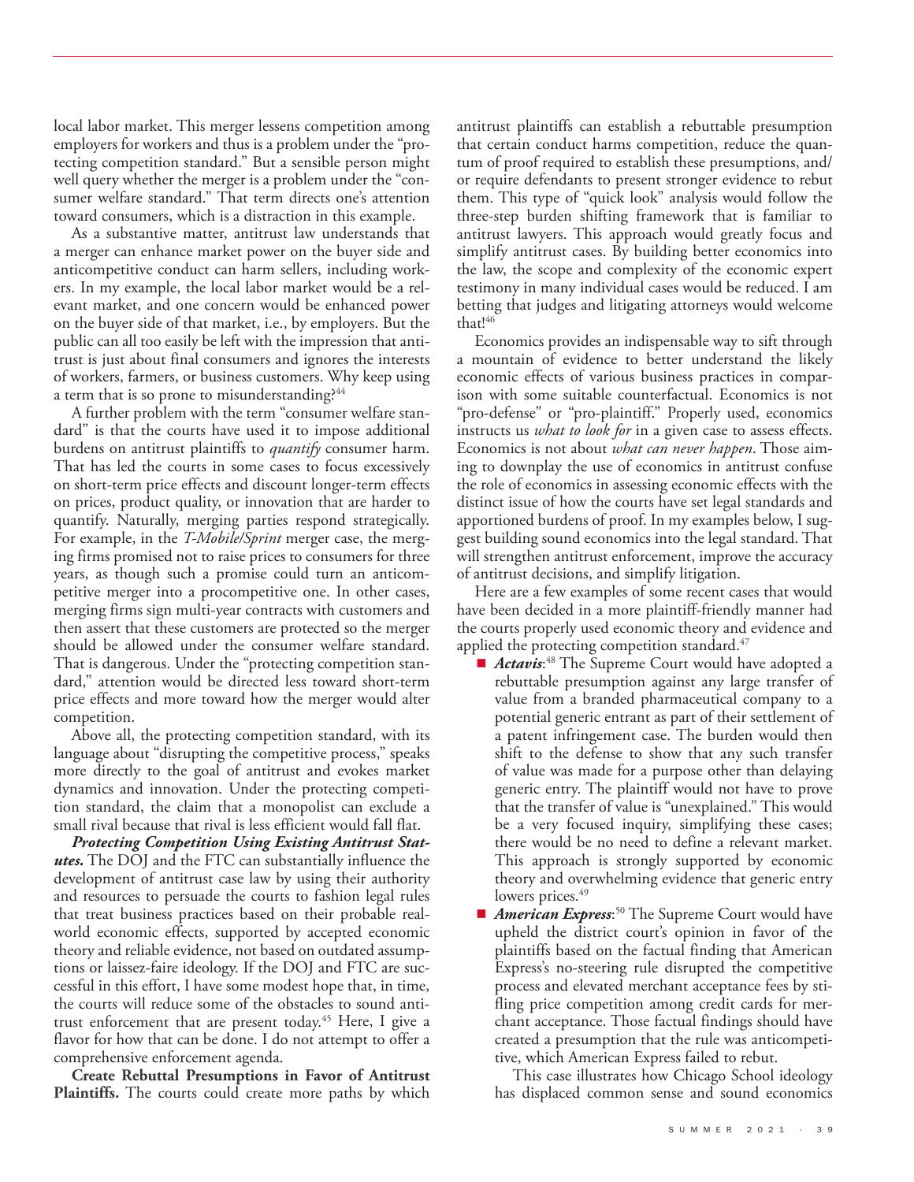local labor market. This merger lessens competition among employers for workers and thus is a problem under the "protecting competition standard." But a sensible person might well query whether the merger is a problem under the "consumer welfare standard." That term directs one's attention toward consumers, which is a distraction in this example.

As a substantive matter, antitrust law understands that a merger can enhance market power on the buyer side and anticompetitive conduct can harm sellers, including workers. In my example, the local labor market would be a relevant market, and one concern would be enhanced power on the buyer side of that market, i.e., by employers. But the public can all too easily be left with the impression that antitrust is just about final consumers and ignores the interests of workers, farmers, or business customers. Why keep using a term that is so prone to misunderstanding?[44]

A further problem with the term "consumer welfare standard" is that the courts have used it to impose additional burdens on antitrust plaintiffs to *quantify* consumer harm. That has led the courts in some cases to focus excessively on short-term price effects and discount longer-term effects on prices, product quality, or innovation that are harder to quantify. Naturally, merging parties respond strategically. For example, in the *T-Mobile/Sprint* merger case, the merging firms promised not to raise prices to consumers for three years, as though such a promise could turn an anticompetitive merger into a procompetitive one. In other cases, merging firms sign multi-year contracts with customers and then assert that these customers are protected so the merger should be allowed under the consumer welfare standard. That is dangerous. Under the "protecting competition standard," attention would be directed less toward short-term price effects and more toward how the merger would alter competition.

Above all, the protecting competition standard, with its language about "disrupting the competitive process," speaks more directly to the goal of antitrust and evokes market dynamics and innovation. Under the protecting competition standard, the claim that a monopolist can exclude a small rival because that rival is less efficient would fall flat.

***Protecting Competition Using Existing Antitrust Statutes.*** The DOJ and the FTC can substantially influence the development of antitrust case law by using their authority and resources to persuade the courts to fashion legal rules that treat business practices based on their probable real-world economic effects, supported by accepted economic theory and reliable evidence, not based on outdated assumptions or laissez-faire ideology. If the DOJ and FTC are successful in this effort, I have some modest hope that, in time, the courts will reduce some of the obstacles to sound antitrust enforcement that are present today.[45] Here, I give a flavor for how that can be done. I do not attempt to offer a comprehensive enforcement agenda.

**Create Rebuttal Presumptions in Favor of Antitrust Plaintiffs.** The courts could create more paths by which antitrust plaintiffs can establish a rebuttable presumption that certain conduct harms competition, reduce the quantum of proof required to establish these presumptions, and/or require defendants to present stronger evidence to rebut them. This type of "quick look" analysis would follow the three-step burden shifting framework that is familiar to antitrust lawyers. This approach would greatly focus and simplify antitrust cases. By building better economics into the law, the scope and complexity of the economic expert testimony in many individual cases would be reduced. I am betting that judges and litigating attorneys would welcome that![46]

Economics provides an indispensable way to sift through a mountain of evidence to better understand the likely economic effects of various business practices in comparison with some suitable counterfactual. Economics is not "pro-defense" or "pro-plaintiff." Properly used, economics instructs us *what to look for* in a given case to assess effects. Economics is not about *what can never happen*. Those aiming to downplay the use of economics in antitrust confuse the role of economics in assessing economic effects with the distinct issue of how the courts have set legal standards and apportioned burdens of proof. In my examples below, I suggest building sound economics into the legal standard. That will strengthen antitrust enforcement, improve the accuracy of antitrust decisions, and simplify litigation.

Here are a few examples of some recent cases that would have been decided in a more plaintiff-friendly manner had the courts properly used economic theory and evidence and applied the protecting competition standard.[47]

- ***Actavis***:[48] The Supreme Court would have adopted a rebuttable presumption against any large transfer of value from a branded pharmaceutical company to a potential generic entrant as part of their settlement of a patent infringement case. The burden would then shift to the defense to show that any such transfer of value was made for a purpose other than delaying generic entry. The plaintiff would not have to prove that the transfer of value is "unexplained." This would be a very focused inquiry, simplifying these cases; there would be no need to define a relevant market. This approach is strongly supported by economic theory and overwhelming evidence that generic entry lowers prices.[49]
- ***American Express***:[50] The Supreme Court would have upheld the district court's opinion in favor of the plaintiffs based on the factual finding that American Express's no-steering rule disrupted the competitive process and elevated merchant acceptance fees by stifling price competition among credit cards for merchant acceptance. Those factual findings should have created a presumption that the rule was anticompetitive, which American Express failed to rebut.

  This case illustrates how Chicago School ideology has displaced common sense and sound economics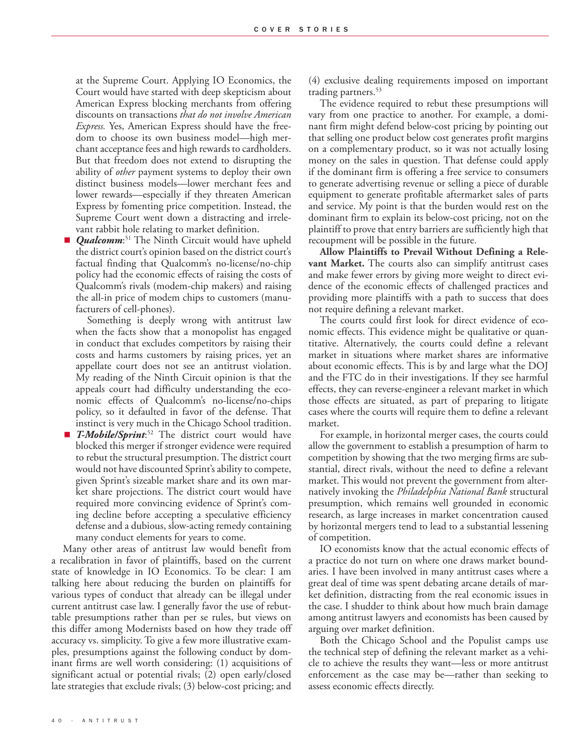at the Supreme Court. Applying IO Economics, the Court would have started with deep skepticism about American Express blocking merchants from offering discounts on transactions *that do not involve American Express.* Yes, American Express should have the freedom to choose its own business model—high merchant acceptance fees and high rewards to cardholders. But that freedom does not extend to disrupting the ability of *other* payment systems to deploy their own distinct business models—lower merchant fees and lower rewards—especially if they threaten American Express by fomenting price competition. Instead, the Supreme Court went down a distracting and irrelevant rabbit hole relating to market definition.

- ***Qualcomm***:[51] The Ninth Circuit would have upheld the district court's opinion based on the district court's factual finding that Qualcomm's no-license/no-chip policy had the economic effects of raising the costs of Qualcomm's rivals (modem-chip makers) and raising the all-in price of modem chips to customers (manufacturers of cell-phones).

  Something is deeply wrong with antitrust law when the facts show that a monopolist has engaged in conduct that excludes competitors by raising their costs and harms customers by raising prices, yet an appellate court does not see an antitrust violation. My reading of the Ninth Circuit opinion is that the appeals court had difficulty understanding the economic effects of Qualcomm's no-license/no-chips policy, so it defaulted in favor of the defense. That instinct is very much in the Chicago School tradition.

- ***T-Mobile/Sprint***:[52] The district court would have blocked this merger if stronger evidence were required to rebut the structural presumption. The district court would not have discounted Sprint's ability to compete, given Sprint's sizeable market share and its own market share projections. The district court would have required more convincing evidence of Sprint's coming decline before accepting a speculative efficiency defense and a dubious, slow-acting remedy containing many conduct elements for years to come.

Many other areas of antitrust law would benefit from a recalibration in favor of plaintiffs, based on the current state of knowledge in IO Economics. To be clear: I am talking here about reducing the burden on plaintiffs for various types of conduct that already can be illegal under current antitrust case law. I generally favor the use of rebuttable presumptions rather than per se rules, but views on this differ among Modernists based on how they trade off accuracy vs. simplicity. To give a few more illustrative examples, presumptions against the following conduct by dominant firms are well worth considering: (1) acquisitions of significant actual or potential rivals; (2) open early/closed late strategies that exclude rivals; (3) below-cost pricing; and (4) exclusive dealing requirements imposed on important trading partners.[53]

The evidence required to rebut these presumptions will vary from one practice to another. For example, a dominant firm might defend below-cost pricing by pointing out that selling one product below cost generates profit margins on a complementary product, so it was not actually losing money on the sales in question. That defense could apply if the dominant firm is offering a free service to consumers to generate advertising revenue or selling a piece of durable equipment to generate profitable aftermarket sales of parts and service. My point is that the burden would rest on the dominant firm to explain its below-cost pricing, not on the plaintiff to prove that entry barriers are sufficiently high that recoupment will be possible in the future.

**Allow Plaintiffs to Prevail Without Defining a Relevant Market.** The courts also can simplify antitrust cases and make fewer errors by giving more weight to direct evidence of the economic effects of challenged practices and providing more plaintiffs with a path to success that does not require defining a relevant market.

The courts could first look for direct evidence of economic effects. This evidence might be qualitative or quantitative. Alternatively, the courts could define a relevant market in situations where market shares are informative about economic effects. This is by and large what the DOJ and the FTC do in their investigations. If they see harmful effects, they can reverse-engineer a relevant market in which those effects are situated, as part of preparing to litigate cases where the courts will require them to define a relevant market.

For example, in horizontal merger cases, the courts could allow the government to establish a presumption of harm to competition by showing that the two merging firms are substantial, direct rivals, without the need to define a relevant market. This would not prevent the government from alternatively invoking the *Philadelphia National Bank* structural presumption, which remains well grounded in economic research, as large increases in market concentration caused by horizontal mergers tend to lead to a substantial lessening of competition.

IO economists know that the actual economic effects of a practice do not turn on where one draws market boundaries. I have been involved in many antitrust cases where a great deal of time was spent debating arcane details of market definition, distracting from the real economic issues in the case. I shudder to think about how much brain damage among antitrust lawyers and economists has been caused by arguing over market definition.

Both the Chicago School and the Populist camps use the technical step of defining the relevant market as a vehicle to achieve the results they want—less or more antitrust enforcement as the case may be—rather than seeking to assess economic effects directly.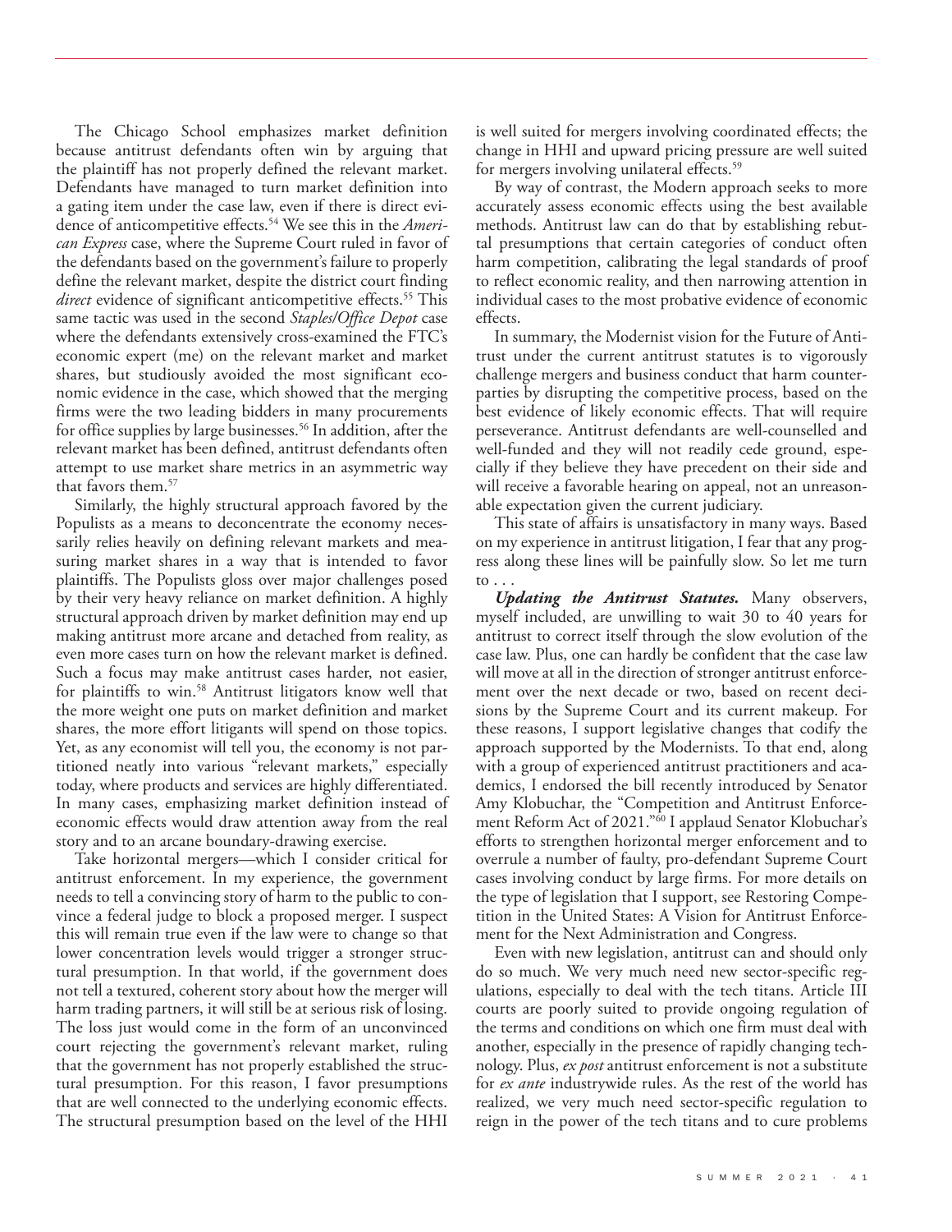The Chicago School emphasizes market definition because antitrust defendants often win by arguing that the plaintiff has not properly defined the relevant market. Defendants have managed to turn market definition into a gating item under the case law, even if there is direct evidence of anticompetitive effects.[54] We see this in the *American Express* case, where the Supreme Court ruled in favor of the defendants based on the government's failure to properly define the relevant market, despite the district court finding *direct* evidence of significant anticompetitive effects.[55] This same tactic was used in the second *Staples/Office Depot* case where the defendants extensively cross-examined the FTC's economic expert (me) on the relevant market and market shares, but studiously avoided the most significant economic evidence in the case, which showed that the merging firms were the two leading bidders in many procurements for office supplies by large businesses.[56] In addition, after the relevant market has been defined, antitrust defendants often attempt to use market share metrics in an asymmetric way that favors them.[57]

Similarly, the highly structural approach favored by the Populists as a means to deconcentrate the economy necessarily relies heavily on defining relevant markets and measuring market shares in a way that is intended to favor plaintiffs. The Populists gloss over major challenges posed by their very heavy reliance on market definition. A highly structural approach driven by market definition may end up making antitrust more arcane and detached from reality, as even more cases turn on how the relevant market is defined. Such a focus may make antitrust cases harder, not easier, for plaintiffs to win.[58] Antitrust litigators know well that the more weight one puts on market definition and market shares, the more effort litigants will spend on those topics. Yet, as any economist will tell you, the economy is not partitioned neatly into various "relevant markets," especially today, where products and services are highly differentiated. In many cases, emphasizing market definition instead of economic effects would draw attention away from the real story and to an arcane boundary-drawing exercise.

Take horizontal mergers—which I consider critical for antitrust enforcement. In my experience, the government needs to tell a convincing story of harm to the public to convince a federal judge to block a proposed merger. I suspect this will remain true even if the law were to change so that lower concentration levels would trigger a stronger structural presumption. In that world, if the government does not tell a textured, coherent story about how the merger will harm trading partners, it will still be at serious risk of losing. The loss just would come in the form of an unconvinced court rejecting the government's relevant market, ruling that the government has not properly established the structural presumption. For this reason, I favor presumptions that are well connected to the underlying economic effects. The structural presumption based on the level of the HHI is well suited for mergers involving coordinated effects; the change in HHI and upward pricing pressure are well suited for mergers involving unilateral effects.[59]

By way of contrast, the Modern approach seeks to more accurately assess economic effects using the best available methods. Antitrust law can do that by establishing rebuttal presumptions that certain categories of conduct often harm competition, calibrating the legal standards of proof to reflect economic reality, and then narrowing attention in individual cases to the most probative evidence of economic effects.

In summary, the Modernist vision for the Future of Antitrust under the current antitrust statutes is to vigorously challenge mergers and business conduct that harm counterparties by disrupting the competitive process, based on the best evidence of likely economic effects. That will require perseverance. Antitrust defendants are well-counselled and well-funded and they will not readily cede ground, especially if they believe they have precedent on their side and will receive a favorable hearing on appeal, not an unreasonable expectation given the current judiciary.

This state of affairs is unsatisfactory in many ways. Based on my experience in antitrust litigation, I fear that any progress along these lines will be painfully slow. So let me turn to . . .

***Updating the Antitrust Statutes.*** Many observers, myself included, are unwilling to wait 30 to 40 years for antitrust to correct itself through the slow evolution of the case law. Plus, one can hardly be confident that the case law will move at all in the direction of stronger antitrust enforcement over the next decade or two, based on recent decisions by the Supreme Court and its current makeup. For these reasons, I support legislative changes that codify the approach supported by the Modernists. To that end, along with a group of experienced antitrust practitioners and academics, I endorsed the bill recently introduced by Senator Amy Klobuchar, the "Competition and Antitrust Enforcement Reform Act of 2021."[60] I applaud Senator Klobuchar's efforts to strengthen horizontal merger enforcement and to overrule a number of faulty, pro-defendant Supreme Court cases involving conduct by large firms. For more details on the type of legislation that I support, see Restoring Competition in the United States: A Vision for Antitrust Enforcement for the Next Administration and Congress.

Even with new legislation, antitrust can and should only do so much. We very much need new sector-specific regulations, especially to deal with the tech titans. Article III courts are poorly suited to provide ongoing regulation of the terms and conditions on which one firm must deal with another, especially in the presence of rapidly changing technology. Plus, *ex post* antitrust enforcement is not a substitute for *ex ante* industrywide rules. As the rest of the world has realized, we very much need sector-specific regulation to reign in the power of the tech titans and to cure problems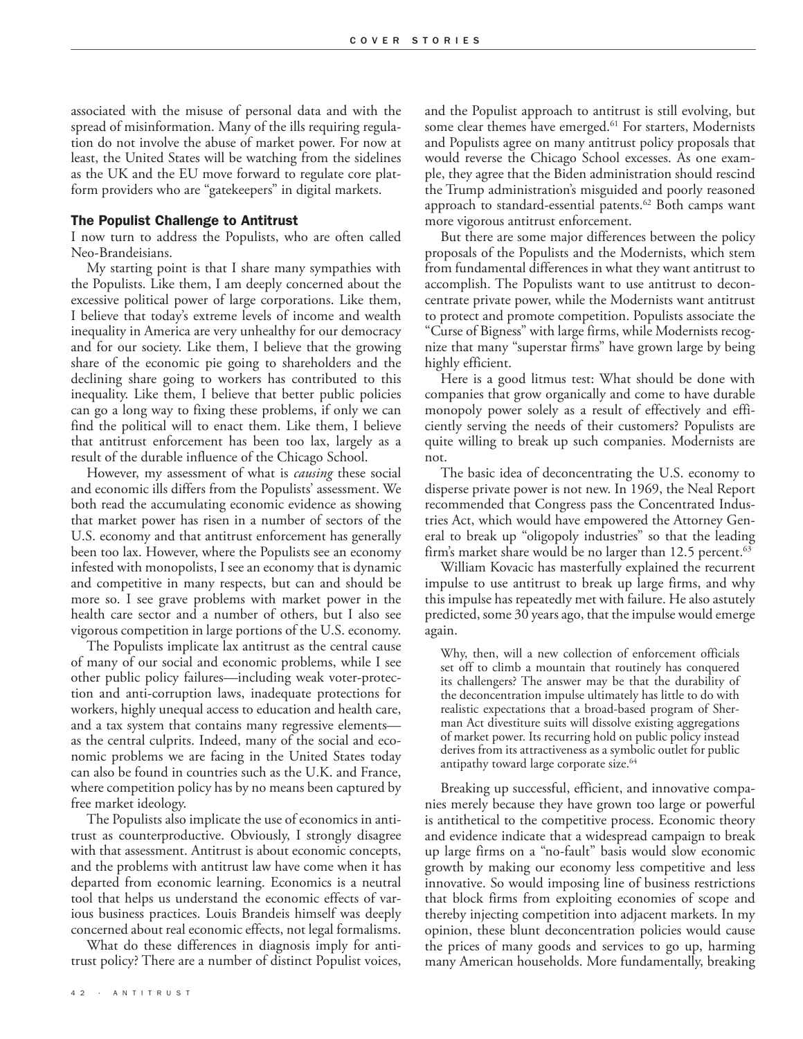associated with the misuse of personal data and with the spread of misinformation. Many of the ills requiring regulation do not involve the abuse of market power. For now at least, the United States will be watching from the sidelines as the UK and the EU move forward to regulate core platform providers who are "gatekeepers" in digital markets.

## The Populist Challenge to Antitrust

I now turn to address the Populists, who are often called Neo-Brandeisians.

My starting point is that I share many sympathies with the Populists. Like them, I am deeply concerned about the excessive political power of large corporations. Like them, I believe that today's extreme levels of income and wealth inequality in America are very unhealthy for our democracy and for our society. Like them, I believe that the growing share of the economic pie going to shareholders and the declining share going to workers has contributed to this inequality. Like them, I believe that better public policies can go a long way to fixing these problems, if only we can find the political will to enact them. Like them, I believe that antitrust enforcement has been too lax, largely as a result of the durable influence of the Chicago School.

However, my assessment of what is *causing* these social and economic ills differs from the Populists' assessment. We both read the accumulating economic evidence as showing that market power has risen in a number of sectors of the U.S. economy and that antitrust enforcement has generally been too lax. However, where the Populists see an economy infested with monopolists, I see an economy that is dynamic and competitive in many respects, but can and should be more so. I see grave problems with market power in the health care sector and a number of others, but I also see vigorous competition in large portions of the U.S. economy.

The Populists implicate lax antitrust as the central cause of many of our social and economic problems, while I see other public policy failures—including weak voter-protection and anti-corruption laws, inadequate protections for workers, highly unequal access to education and health care, and a tax system that contains many regressive elements—as the central culprits. Indeed, many of the social and economic problems we are facing in the United States today can also be found in countries such as the U.K. and France, where competition policy has by no means been captured by free market ideology.

The Populists also implicate the use of economics in antitrust as counterproductive. Obviously, I strongly disagree with that assessment. Antitrust is about economic concepts, and the problems with antitrust law have come when it has departed from economic learning. Economics is a neutral tool that helps us understand the economic effects of various business practices. Louis Brandeis himself was deeply concerned about real economic effects, not legal formalisms.

What do these differences in diagnosis imply for antitrust policy? There are a number of distinct Populist voices, and the Populist approach to antitrust is still evolving, but some clear themes have emerged.[61] For starters, Modernists and Populists agree on many antitrust policy proposals that would reverse the Chicago School excesses. As one example, they agree that the Biden administration should rescind the Trump administration's misguided and poorly reasoned approach to standard-essential patents.[62] Both camps want more vigorous antitrust enforcement.

But there are some major differences between the policy proposals of the Populists and the Modernists, which stem from fundamental differences in what they want antitrust to accomplish. The Populists want to use antitrust to deconcentrate private power, while the Modernists want antitrust to protect and promote competition. Populists associate the "Curse of Bigness" with large firms, while Modernists recognize that many "superstar firms" have grown large by being highly efficient.

Here is a good litmus test: What should be done with companies that grow organically and come to have durable monopoly power solely as a result of effectively and efficiently serving the needs of their customers? Populists are quite willing to break up such companies. Modernists are not.

The basic idea of deconcentrating the U.S. economy to disperse private power is not new. In 1969, the Neal Report recommended that Congress pass the Concentrated Industries Act, which would have empowered the Attorney General to break up "oligopoly industries" so that the leading firm's market share would be no larger than 12.5 percent.[63]

William Kovacic has masterfully explained the recurrent impulse to use antitrust to break up large firms, and why this impulse has repeatedly met with failure. He also astutely predicted, some 30 years ago, that the impulse would emerge again.

> Why, then, will a new collection of enforcement officials set off to climb a mountain that routinely has conquered its challengers? The answer may be that the durability of the deconcentration impulse ultimately has little to do with realistic expectations that a broad-based program of Sherman Act divestiture suits will dissolve existing aggregations of market power. Its recurring hold on public policy instead derives from its attractiveness as a symbolic outlet for public antipathy toward large corporate size.[64]

Breaking up successful, efficient, and innovative companies merely because they have grown too large or powerful is antithetical to the competitive process. Economic theory and evidence indicate that a widespread campaign to break up large firms on a "no-fault" basis would slow economic growth by making our economy less competitive and less innovative. So would imposing line of business restrictions that block firms from exploiting economies of scope and thereby injecting competition into adjacent markets. In my opinion, these blunt deconcentration policies would cause the prices of many goods and services to go up, harming many American households. More fundamentally, breaking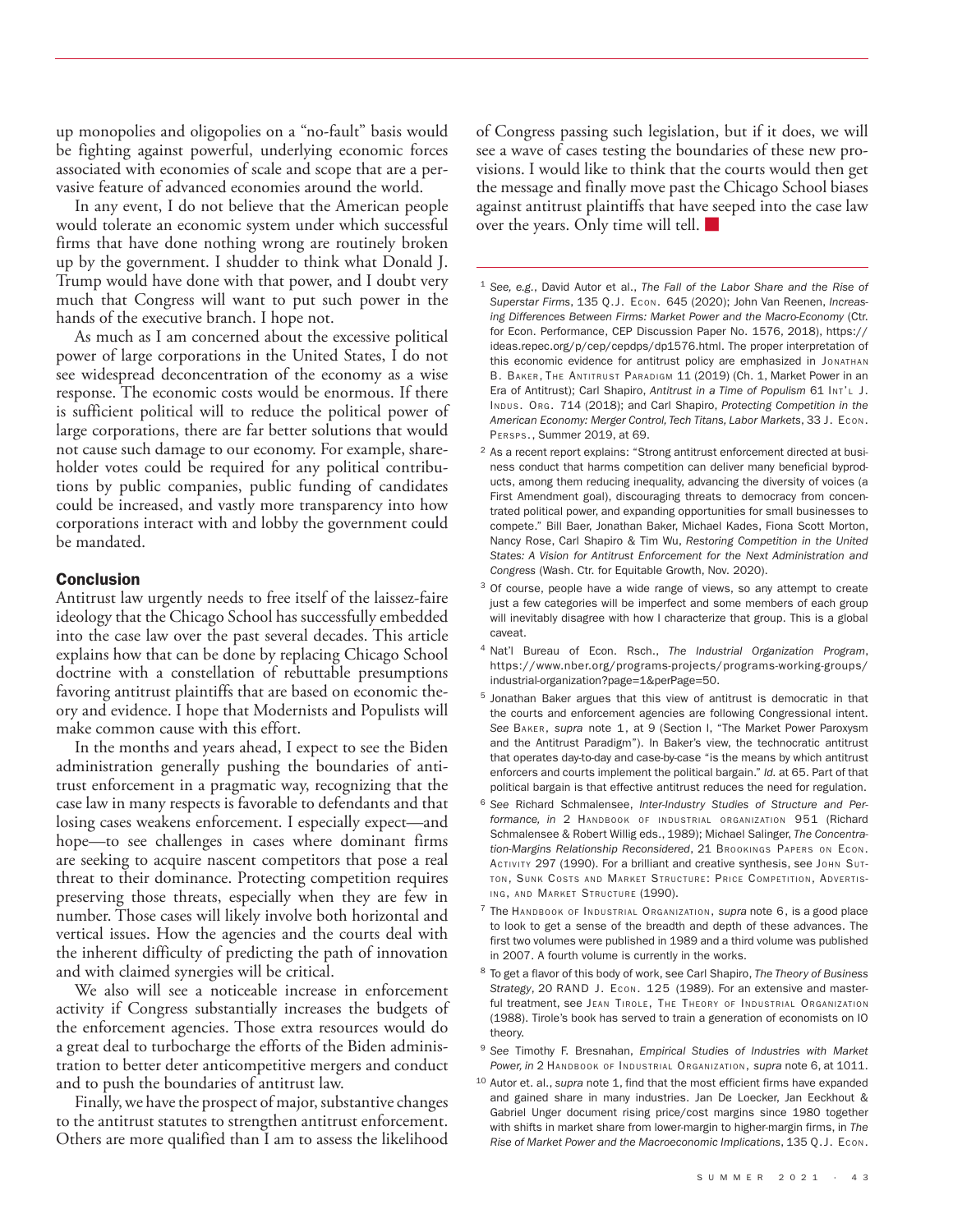up monopolies and oligopolies on a "no-fault" basis would be fighting against powerful, underlying economic forces associated with economies of scale and scope that are a pervasive feature of advanced economies around the world.

In any event, I do not believe that the American people would tolerate an economic system under which successful firms that have done nothing wrong are routinely broken up by the government. I shudder to think what Donald J. Trump would have done with that power, and I doubt very much that Congress will want to put such power in the hands of the executive branch. I hope not.

As much as I am concerned about the excessive political power of large corporations in the United States, I do not see widespread deconcentration of the economy as a wise response. The economic costs would be enormous. If there is sufficient political will to reduce the political power of large corporations, there are far better solutions that would not cause such damage to our economy. For example, shareholder votes could be required for any political contributions by public companies, public funding of candidates could be increased, and vastly more transparency into how corporations interact with and lobby the government could be mandated.

## Conclusion

Antitrust law urgently needs to free itself of the laissez-faire ideology that the Chicago School has successfully embedded into the case law over the past several decades. This article explains how that can be done by replacing Chicago School doctrine with a constellation of rebuttable presumptions favoring antitrust plaintiffs that are based on economic theory and evidence. I hope that Modernists and Populists will make common cause with this effort.

In the months and years ahead, I expect to see the Biden administration generally pushing the boundaries of antitrust enforcement in a pragmatic way, recognizing that the case law in many respects is favorable to defendants and that losing cases weakens enforcement. I especially expect—and hope—to see challenges in cases where dominant firms are seeking to acquire nascent competitors that pose a real threat to their dominance. Protecting competition requires preserving those threats, especially when they are few in number. Those cases will likely involve both horizontal and vertical issues. How the agencies and the courts deal with the inherent difficulty of predicting the path of innovation and with claimed synergies will be critical.

We also will see a noticeable increase in enforcement activity if Congress substantially increases the budgets of the enforcement agencies. Those extra resources would do a great deal to turbocharge the efforts of the Biden administration to better deter anticompetitive mergers and conduct and to push the boundaries of antitrust law.

Finally, we have the prospect of major, substantive changes to the antitrust statutes to strengthen antitrust enforcement. Others are more qualified than I am to assess the likelihood of Congress passing such legislation, but if it does, we will see a wave of cases testing the boundaries of these new provisions. I would like to think that the courts would then get the message and finally move past the Chicago School biases against antitrust plaintiffs that have seeped into the case law over the years. Only time will tell. ■

---

[1] *See, e.g.*, David Autor et al., *The Fall of the Labor Share and the Rise of Superstar Firms*, 135 Q.J. Econ. 645 (2020); John Van Reenen, *Increasing Differences Between Firms: Market Power and the Macro-Economy* (Ctr. for Econ. Performance, CEP Discussion Paper No. 1576, 2018), https://ideas.repec.org/p/cep/cepdps/dp1576.html. The proper interpretation of this economic evidence for antitrust policy are emphasized in Jonathan B. Baker, The Antitrust Paradigm 11 (2019) (Ch. 1, Market Power in an Era of Antitrust); Carl Shapiro, *Antitrust in a Time of Populism* 61 Int'l J. Indus. Org. 714 (2018); and Carl Shapiro, *Protecting Competition in the American Economy: Merger Control, Tech Titans, Labor Markets*, 33 J. Econ. Persps., Summer 2019, at 69.

[2] As a recent report explains: "Strong antitrust enforcement directed at business conduct that harms competition can deliver many beneficial byproducts, among them reducing inequality, advancing the diversity of voices (a First Amendment goal), discouraging threats to democracy from concentrated political power, and expanding opportunities for small businesses to compete." Bill Baer, Jonathan Baker, Michael Kades, Fiona Scott Morton, Nancy Rose, Carl Shapiro & Tim Wu, *Restoring Competition in the United States: A Vision for Antitrust Enforcement for the Next Administration and Congress* (Wash. Ctr. for Equitable Growth, Nov. 2020).

[3] Of course, people have a wide range of views, so any attempt to create just a few categories will be imperfect and some members of each group will inevitably disagree with how I characterize that group. This is a global caveat.

[4] Nat'l Bureau of Econ. Rsch., *The Industrial Organization Program*, https://www.nber.org/programs-projects/programs-working-groups/industrial-organization?page=1&perPage=50.

[5] Jonathan Baker argues that this view of antitrust is democratic in that the courts and enforcement agencies are following Congressional intent. *See* Baker, *supra* note 1, at 9 (Section I, "The Market Power Paroxysm and the Antitrust Paradigm"). In Baker's view, the technocratic antitrust that operates day-to-day and case-by-case "is the means by which antitrust enforcers and courts implement the political bargain." *Id.* at 65. Part of that political bargain is that effective antitrust reduces the need for regulation.

[6] See Richard Schmalensee, *Inter-Industry Studies of Structure and Performance, in* 2 Handbook of industrial organization 951 (Richard Schmalensee & Robert Willig eds., 1989); Michael Salinger, *The Concentration-Margins Relationship Reconsidered*, 21 Brookings Papers on Econ. Activity 297 (1990). For a brilliant and creative synthesis, see John Sutton, Sunk Costs and Market Structure: Price Competition, Advertising, and Market Structure (1990).

[7] The Handbook of Industrial Organization, *supra* note 6, is a good place to look to get a sense of the breadth and depth of these advances. The first two volumes were published in 1989 and a third volume was published in 2007. A fourth volume is currently in the works.

[8] To get a flavor of this body of work, see Carl Shapiro, *The Theory of Business Strategy*, 20 RAND J. Econ. 125 (1989). For an extensive and masterful treatment, see Jean Tirole, The Theory of Industrial Organization (1988). Tirole's book has served to train a generation of economists on IO theory.

[9] *See* Timothy F. Bresnahan, *Empirical Studies of Industries with Market Power, in* 2 Handbook of Industrial Organization, *supra* note 6, at 1011.

[10] Autor et. al., *supra* note 1, find that the most efficient firms have expanded and gained share in many industries. Jan De Loecker, Jan Eeckhout & Gabriel Unger document rising price/cost margins since 1980 together with shifts in market share from lower-margin to higher-margin firms, in *The Rise of Market Power and the Macroeconomic Implications*, 135 Q.J. Econ.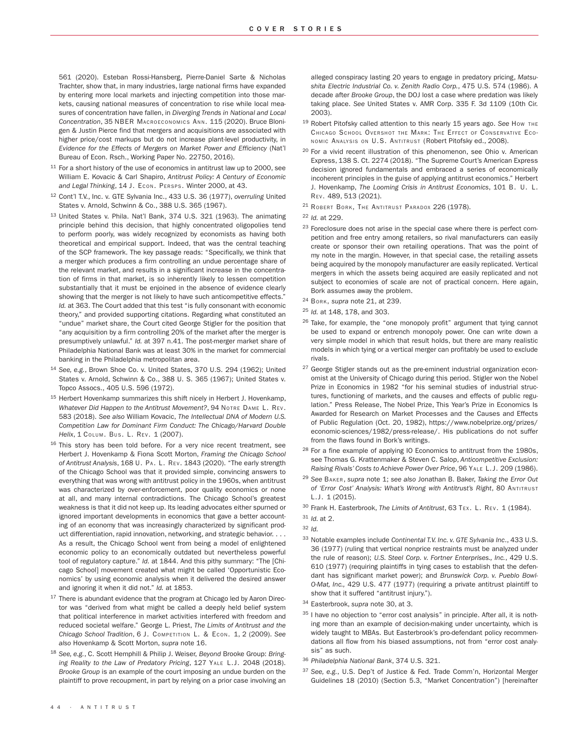561 (2020). Esteban Rossi-Hansberg, Pierre-Daniel Sarte & Nicholas Trachter, show that, in many industries, large national firms have expanded by entering more local markets and injecting competition into those markets, causing national measures of concentration to rise while local measures of concentration have fallen, in *Diverging Trends in National and Local Concentration*, 35 NBER MACROECONOMICS ANN. 115 (2020). Bruce Blonigen & Justin Pierce find that mergers and acquisitions are associated with higher price/cost markups but do not increase plant-level productivity, in *Evidence for the Effects of Mergers on Market Power and Efficiency* (Nat'l Bureau of Econ. Rsch., Working Paper No. 22750, 2016).

[11] For a short history of the use of economics in antitrust law up to 2000, see William E. Kovacic & Carl Shapiro, *Antitrust Policy: A Century of Economic and Legal Thinking*, 14 J. ECON. PERSPS. Winter 2000, at 43.

[12] Cont'l T.V., Inc. v. GTE Sylvania Inc., 433 U.S. 36 (1977), *overruling* United States v. Arnold, Schwinn & Co., 388 U.S. 365 (1967).

[13] United States v. Phila. Nat'l Bank, 374 U.S. 321 (1963). The animating principle behind this decision, that highly concentrated oligopolies tend to perform poorly, was widely recognized by economists as having both theoretical and empirical support. Indeed, that was the central teaching of the SCP framework. The key passage reads: "Specifically, we think that a merger which produces a firm controlling an undue percentage share of the relevant market, and results in a significant increase in the concentration of firms in that market, is so inherently likely to lessen competition substantially that it must be enjoined in the absence of evidence clearly showing that the merger is not likely to have such anticompetitive effects." *Id.* at 363. The Court added that this test "is fully consonant with economic theory," and provided supporting citations. Regarding what constituted an "undue" market share, the Court cited George Stigler for the position that "any acquisition by a firm controlling 20% of the market after the merger is presumptively unlawful." *Id.* at 397 n.41. The post-merger market share of Philadelphia National Bank was at least 30% in the market for commercial banking in the Philadelphia metropolitan area.

[14] *See, e.g.*, Brown Shoe Co. v. United States, 370 U.S. 294 (1962); United States v. Arnold, Schwinn & Co., 388 U. S. 365 (1967); United States v. Topco Assocs., 405 U.S. 596 (1972).

[15] Herbert Hovenkamp summarizes this shift nicely in Herbert J. Hovenkamp, *Whatever Did Happen to the Antitrust Movement?*, 94 NOTRE DAME L. REV. 583 (2018). *See also* William Kovacic, *The Intellectual DNA of Modern U.S. Competition Law for Dominant Firm Conduct: The Chicago/Harvard Double Helix*, 1 COLUM. BUS. L. REV. 1 (2007).

[16] This story has been told before. For a very nice recent treatment, see Herbert J. Hovenkamp & Fiona Scott Morton, *Framing the Chicago School of Antitrust Analysis*, 168 U. PA. L. REV. 1843 (2020). "The early strength of the Chicago School was that it provided simple, convincing answers to everything that was wrong with antitrust policy in the 1960s, when antitrust was characterized by over-enforcement, poor quality economics or none at all, and many internal contradictions. The Chicago School's greatest weakness is that it did not keep up. Its leading advocates either spurned or ignored important developments in economics that gave a better accounting of an economy that was increasingly characterized by significant product differentiation, rapid innovation, networking, and strategic behavior. . . . As a result, the Chicago School went from being a model of enlightened economic policy to an economically outdated but nevertheless powerful tool of regulatory capture." *Id.* at 1844. And this pithy summary: "The [Chicago School] movement created what might be called 'Opportunistic Economics' by using economic analysis when it delivered the desired answer and ignoring it when it did not." *Id.* at 1853.

[17] There is abundant evidence that the program at Chicago led by Aaron Director was "derived from what might be called a deeply held belief system that political interference in market activities interfered with freedom and reduced societal welfare." George L. Priest, *The Limits of Antitrust and the Chicago School Tradition*, 6 J. COMPETITION L. & ECON. 1, 2 (2009). *See also* Hovenkamp & Scott Morton, *supra* note 16.

[18] *See, e.g.*, C. Scott Hemphill & Philip J. Weiser, *Beyond* Brooke Group: *Bringing Reality to the Law of Predatory Pricing*, 127 YALE L.J. 2048 (2018). *Brooke Group* is an example of the court imposing an undue burden on the plaintiff to prove recoupment, in part by relying on a prior case involving an alleged conspiracy lasting 20 years to engage in predatory pricing, *Matsushita Electric Industrial Co. v. Zenith Radio Corp.*, 475 U.S. 574 (1986). A decade after *Brooke Group*, the DOJ lost a case where predation was likely taking place. *See* United States v. AMR Corp. 335 F. 3d 1109 (10th Cir. 2003).

[19] Robert Pitofsky called attention to this nearly 15 years ago. *See* HOW THE CHICAGO SCHOOL OVERSHOT THE MARK: THE EFFECT OF CONSERVATIVE ECONOMIC ANALYSIS ON U.S. ANTITRUST (Robert Pitofsky ed., 2008).

[20] For a vivid recent illustration of this phenomenon, see Ohio v. American Express, 138 S. Ct. 2274 (2018). "The Supreme Court's American Express decision ignored fundamentals and embraced a series of economically incoherent principles in the guise of applying antitrust economics." Herbert J. Hovenkamp, *The Looming Crisis in Antitrust Economics*, 101 B. U. L. REV. 489, 513 (2021).

[21] ROBERT BORK, THE ANTITRUST PARADOX 226 (1978).

[22] *Id.* at 229.

[23] Foreclosure does not arise in the special case where there is perfect competition and free entry among retailers, so rival manufacturers can easily create or sponsor their own retailing operations. That was the point of my note in the margin. However, in that special case, the retailing assets being acquired by the monopoly manufacturer are easily replicated. Vertical mergers in which the assets being acquired are easily replicated and not subject to economies of scale are not of practical concern. Here again, Bork assumes away the problem.

[24] BORK, *supra* note 21, at 239.

[25] *Id.* at 148, 178, and 303.

[26] Take, for example, the "one monopoly profit" argument that tying cannot be used to expand or entrench monopoly power. One can write down a very simple model in which that result holds, but there are many realistic models in which tying or a vertical merger can profitably be used to exclude rivals.

[27] George Stigler stands out as the pre-eminent industrial organization economist at the University of Chicago during this period. Stigler won the Nobel Prize in Economics in 1982 "for his seminal studies of industrial structures, functioning of markets, and the causes and effects of public regulation." Press Release, The Nobel Prize, This Year's Prize in Economics Is Awarded for Research on Market Processes and the Causes and Effects of Public Regulation (Oct. 20, 1982), https://www.nobelprize.org/prizes/economic-sciences/1982/press-release/. His publications do not suffer from the flaws found in Bork's writings.

[28] For a fine example of applying IO Economics to antitrust from the 1980s, see Thomas G. Krattenmaker & Steven C. Salop, *Anticompetitive Exclusion: Raising Rivals' Costs to Achieve Power Over Price*, 96 YALE L.J. 209 (1986).

[29] *See* BAKER, *supra* note 1; *see also* Jonathan B. Baker, *Taking the Error Out of 'Error Cost' Analysis: What's Wrong with Antitrust's Right*, 80 ANTITRUST L.J. 1 (2015).

[30] Frank H. Easterbrook, *The Limits of Antitrust*, 63 TEX. L. REV. 1 (1984).

[31] *Id.* at 2.

[32] *Id.*

[33] Notable examples include *Continental T.V. Inc. v. GTE Sylvania Inc.*, 433 U.S. 36 (1977) (ruling that vertical nonprice restraints must be analyzed under the rule of reason); *U.S. Steel Corp. v. Fortner Enterprises., Inc.*, 429 U.S. 610 (1977) (requiring plaintiffs in tying cases to establish that the defendant has significant market power); and *Brunswick Corp. v. Pueblo Bowl-O-Mat, Inc.,* 429 U.S. 477 (1977) (requiring a private antitrust plaintiff to show that it suffered "antitrust injury.").

[34] Easterbrook, *supra* note 30, at 3.

[35] I have no objection to "error cost analysis" in principle. After all, it is nothing more than an example of decision-making under uncertainty, which is widely taught to MBAs. But Easterbrook's pro-defendant policy recommendations all flow from his biased assumptions, not from "error cost analysis" as such.

[36] *Philadelphia National Bank*, 374 U.S. 321.

[37] *See, e.g.*, U.S. Dep't of Justice & Fed. Trade Comm'n, Horizontal Merger Guidelines 18 (2010) (Section 5.3, "Market Concentration") [hereinafter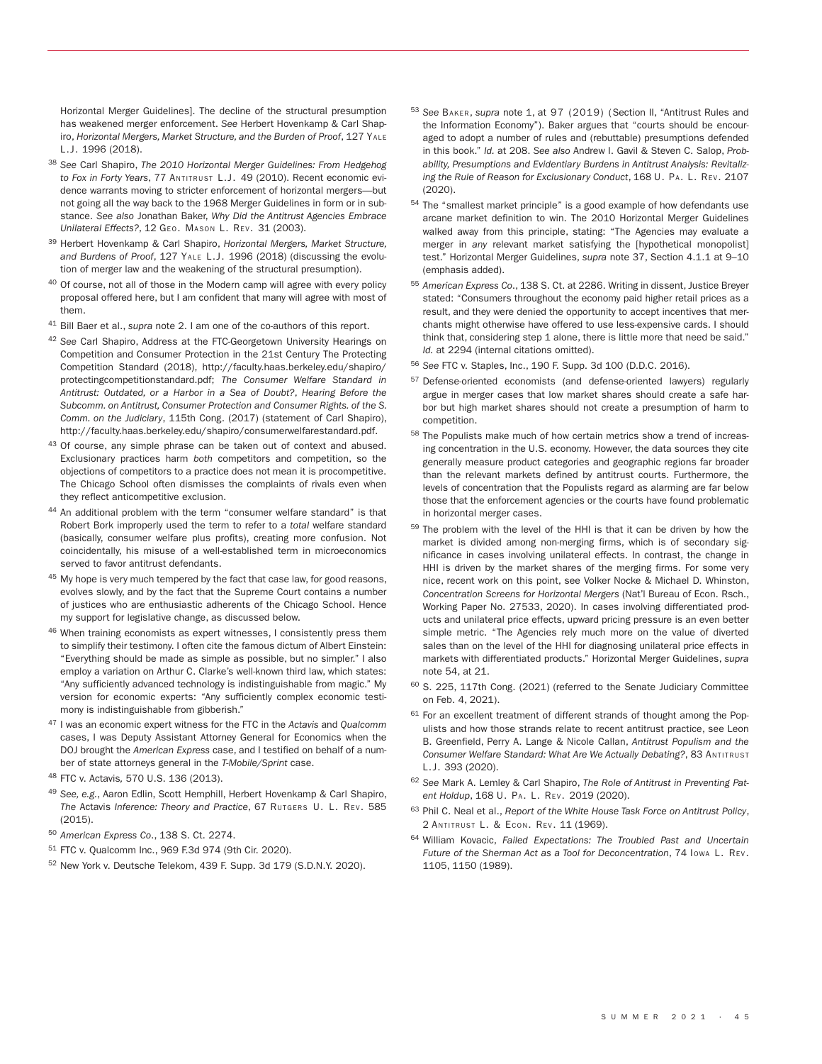Horizontal Merger Guidelines]. The decline of the structural presumption has weakened merger enforcement. *See* Herbert Hovenkamp & Carl Shapiro, *Horizontal Mergers, Market Structure, and the Burden of Proof*, 127 YALE L.J. 1996 (2018).

[38] *See* Carl Shapiro, *The 2010 Horizontal Merger Guidelines: From Hedgehog to Fox in Forty Years*, 77 ANTITRUST L.J. 49 (2010). Recent economic evidence warrants moving to stricter enforcement of horizontal mergers—but not going all the way back to the 1968 Merger Guidelines in form or in substance. *See also* Jonathan Baker, *Why Did the Antitrust Agencies Embrace Unilateral Effects?*, 12 GEO. MASON L. REV. 31 (2003).

[39] Herbert Hovenkamp & Carl Shapiro, *Horizontal Mergers, Market Structure, and Burdens of Proof*, 127 YALE L.J. 1996 (2018) (discussing the evolution of merger law and the weakening of the structural presumption).

[40] Of course, not all of those in the Modern camp will agree with every policy proposal offered here, but I am confident that many will agree with most of them.

[41] Bill Baer et al., *supra* note 2. I am one of the co-authors of this report.

[42] *See* Carl Shapiro, Address at the FTC-Georgetown University Hearings on Competition and Consumer Protection in the 21st Century The Protecting Competition Standard (2018), http://faculty.haas.berkeley.edu/shapiro/protectingcompetitionstandard.pdf; *The Consumer Welfare Standard in Antitrust: Outdated, or a Harbor in a Sea of Doubt?*, *Hearing Before the Subcomm. on Antitrust, Consumer Protection and Consumer Rights. of the S. Comm. on the Judiciary*, 115th Cong. (2017) (statement of Carl Shapiro), http://faculty.haas.berkeley.edu/shapiro/consumerwelfarestandard.pdf.

[43] Of course, any simple phrase can be taken out of context and abused. Exclusionary practices harm *both* competitors and competition, so the objections of competitors to a practice does not mean it is procompetitive. The Chicago School often dismisses the complaints of rivals even when they reflect anticompetitive exclusion.

[44] An additional problem with the term "consumer welfare standard" is that Robert Bork improperly used the term to refer to a *total* welfare standard (basically, consumer welfare plus profits), creating more confusion. Not coincidentally, his misuse of a well-established term in microeconomics served to favor antitrust defendants.

[45] My hope is very much tempered by the fact that case law, for good reasons, evolves slowly, and by the fact that the Supreme Court contains a number of justices who are enthusiastic adherents of the Chicago School. Hence my support for legislative change, as discussed below.

[46] When training economists as expert witnesses, I consistently press them to simplify their testimony. I often cite the famous dictum of Albert Einstein: "Everything should be made as simple as possible, but no simpler." I also employ a variation on Arthur C. Clarke's well-known third law, which states: "Any sufficiently advanced technology is indistinguishable from magic." My version for economic experts: "Any sufficiently complex economic testimony is indistinguishable from gibberish."

[47] I was an economic expert witness for the FTC in the *Actavis* and *Qualcomm* cases, I was Deputy Assistant Attorney General for Economics when the DOJ brought the *American Express* case, and I testified on behalf of a number of state attorneys general in the *T-Mobile/Sprint* case.

[48] FTC v. Actavis*,* 570 U.S. 136 (2013).

[49] *See, e.g.*, Aaron Edlin, Scott Hemphill, Herbert Hovenkamp & Carl Shapiro, *The* Actavis *Inference: Theory and Practice*, 67 RUTGERS U. L. REV. 585 (2015).

[50] *American Express Co.*, 138 S. Ct. 2274.

[51] FTC v. Qualcomm Inc., 969 F.3d 974 (9th Cir. 2020).

[52] New York v. Deutsche Telekom, 439 F. Supp. 3d 179 (S.D.N.Y. 2020).

[53] *See* BAKER, *supra* note 1, at 97 (2019) (Section II, "Antitrust Rules and the Information Economy"). Baker argues that "courts should be encouraged to adopt a number of rules and (rebuttable) presumptions defended in this book." *Id.* at 208. *See also* Andrew I. Gavil & Steven C. Salop, *Probability, Presumptions and Evidentiary Burdens in Antitrust Analysis: Revitalizing the Rule of Reason for Exclusionary Conduct*, 168 U. PA. L. REV. 2107 (2020).

[54] The "smallest market principle" is a good example of how defendants use arcane market definition to win. The 2010 Horizontal Merger Guidelines walked away from this principle, stating: "The Agencies may evaluate a merger in *any* relevant market satisfying the [hypothetical monopolist] test." Horizontal Merger Guidelines, *supra* note 37, Section 4.1.1 at 9–10 (emphasis added).

[55] *American Express Co.*, 138 S. Ct. at 2286. Writing in dissent, Justice Breyer stated: "Consumers throughout the economy paid higher retail prices as a result, and they were denied the opportunity to accept incentives that merchants might otherwise have offered to use less-expensive cards. I should think that, considering step 1 alone, there is little more that need be said." *Id.* at 2294 (internal citations omitted).

[56] *See* FTC v. Staples, Inc., 190 F. Supp. 3d 100 (D.D.C. 2016).

[57] Defense-oriented economists (and defense-oriented lawyers) regularly argue in merger cases that low market shares should create a safe harbor but high market shares should not create a presumption of harm to competition.

[58] The Populists make much of how certain metrics show a trend of increasing concentration in the U.S. economy. However, the data sources they cite generally measure product categories and geographic regions far broader than the relevant markets defined by antitrust courts. Furthermore, the levels of concentration that the Populists regard as alarming are far below those that the enforcement agencies or the courts have found problematic in horizontal merger cases.

[59] The problem with the level of the HHI is that it can be driven by how the market is divided among non-merging firms, which is of secondary significance in cases involving unilateral effects. In contrast, the change in HHI is driven by the market shares of the merging firms. For some very nice, recent work on this point, see Volker Nocke & Michael D. Whinston, *Concentration Screens for Horizontal Mergers* (Nat'l Bureau of Econ. Rsch., Working Paper No. 27533, 2020). In cases involving differentiated products and unilateral price effects, upward pricing pressure is an even better simple metric. "The Agencies rely much more on the value of diverted sales than on the level of the HHI for diagnosing unilateral price effects in markets with differentiated products." Horizontal Merger Guidelines, *supra* note 54, at 21.

[60] S. 225, 117th Cong. (2021) (referred to the Senate Judiciary Committee on Feb. 4, 2021).

[61] For an excellent treatment of different strands of thought among the Populists and how those strands relate to recent antitrust practice, see Leon B. Greenfield, Perry A. Lange & Nicole Callan, *Antitrust Populism and the Consumer Welfare Standard: What Are We Actually Debating?*, 83 ANTITRUST L.J. 393 (2020).

[62] *See* Mark A. Lemley & Carl Shapiro, *The Role of Antitrust in Preventing Patent Holdup*, 168 U. PA. L. REV. 2019 (2020).

[63] Phil C. Neal et al., *Report of the White House Task Force on Antitrust Policy*, 2 ANTITRUST L. & ECON. REV. 11 (1969).

[64] William Kovacic, *Failed Expectations: The Troubled Past and Uncertain Future of the Sherman Act as a Tool for Deconcentration*, 74 IOWA L. REV. 1105, 1150 (1989).